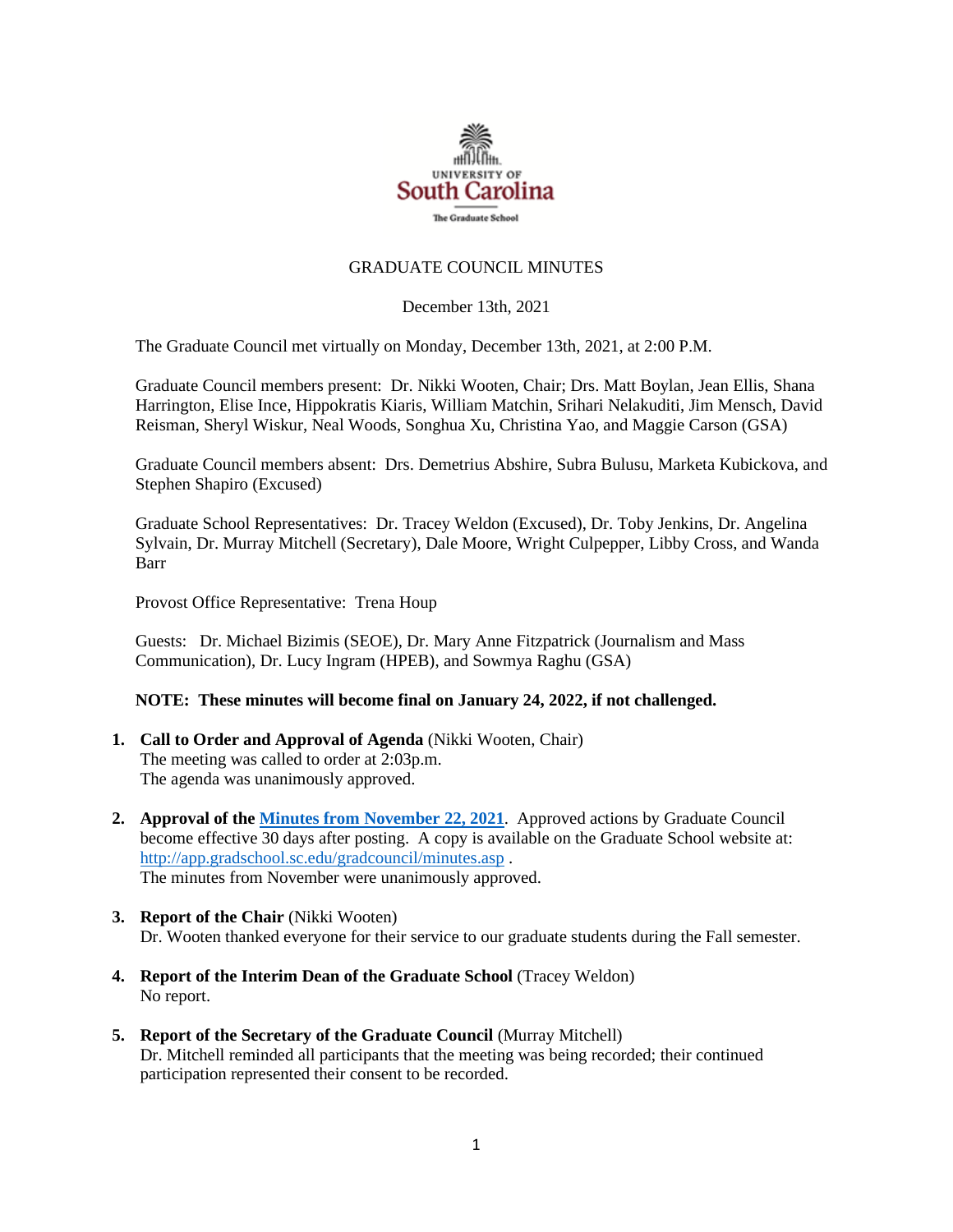UNIVERSITY OF
South Carolina
The Graduate School

# GRADUATE COUNCIL MINUTES

December 13th, 2021

The Graduate Council met virtually on Monday, December 13th, 2021, at 2:00 P.M.

Graduate Council members present: Dr. Nikki Wooten, Chair; Drs. Matt Boylan, Jean Ellis, Shana Harrington, Elise Ince, Hippokratis Kiaris, William Matchin, Srihari Nelakuditi, Jim Mensch, David Reisman, Sheryl Wiskur, Neal Woods, Songhua Xu, Christina Yao, and Maggie Carson (GSA)

Graduate Council members absent: Drs. Demetrius Abshire, Subra Bulusu, Marketa Kubickova, and Stephen Shapiro (Excused)

Graduate School Representatives: Dr. Tracey Weldon (Excused), Dr. Toby Jenkins, Dr. Angelina Sylvain, Dr. Murray Mitchell (Secretary), Dale Moore, Wright Culpepper, Libby Cross, and Wanda Barr

Provost Office Representative: Trena Houp

Guests: Dr. Michael Bizimis (SEOE), Dr. Mary Anne Fitzpatrick (Journalism and Mass Communication), Dr. Lucy Ingram (HPEB), and Sowmya Raghu (GSA)

**NOTE: These minutes will become final on January 24, 2022, if not challenged.**

1. **Call to Order and Approval of Agenda** (Nikki Wooten, Chair)
   The meeting was called to order at 2:03p.m.
   The agenda was unanimously approved.

2. **Approval of the [Minutes from November 22, 2021](http://app.gradschool.sc.edu/gradcouncil/minutes.asp)**. Approved actions by Graduate Council become effective 30 days after posting. A copy is available on the Graduate School website at: http://app.gradschool.sc.edu/gradcouncil/minutes.asp .
   The minutes from November were unanimously approved.

3. **Report of the Chair** (Nikki Wooten)
   Dr. Wooten thanked everyone for their service to our graduate students during the Fall semester.

4. **Report of the Interim Dean of the Graduate School** (Tracey Weldon)
   No report.

5. **Report of the Secretary of the Graduate Council** (Murray Mitchell)
   Dr. Mitchell reminded all participants that the meeting was being recorded; their continued participation represented their consent to be recorded.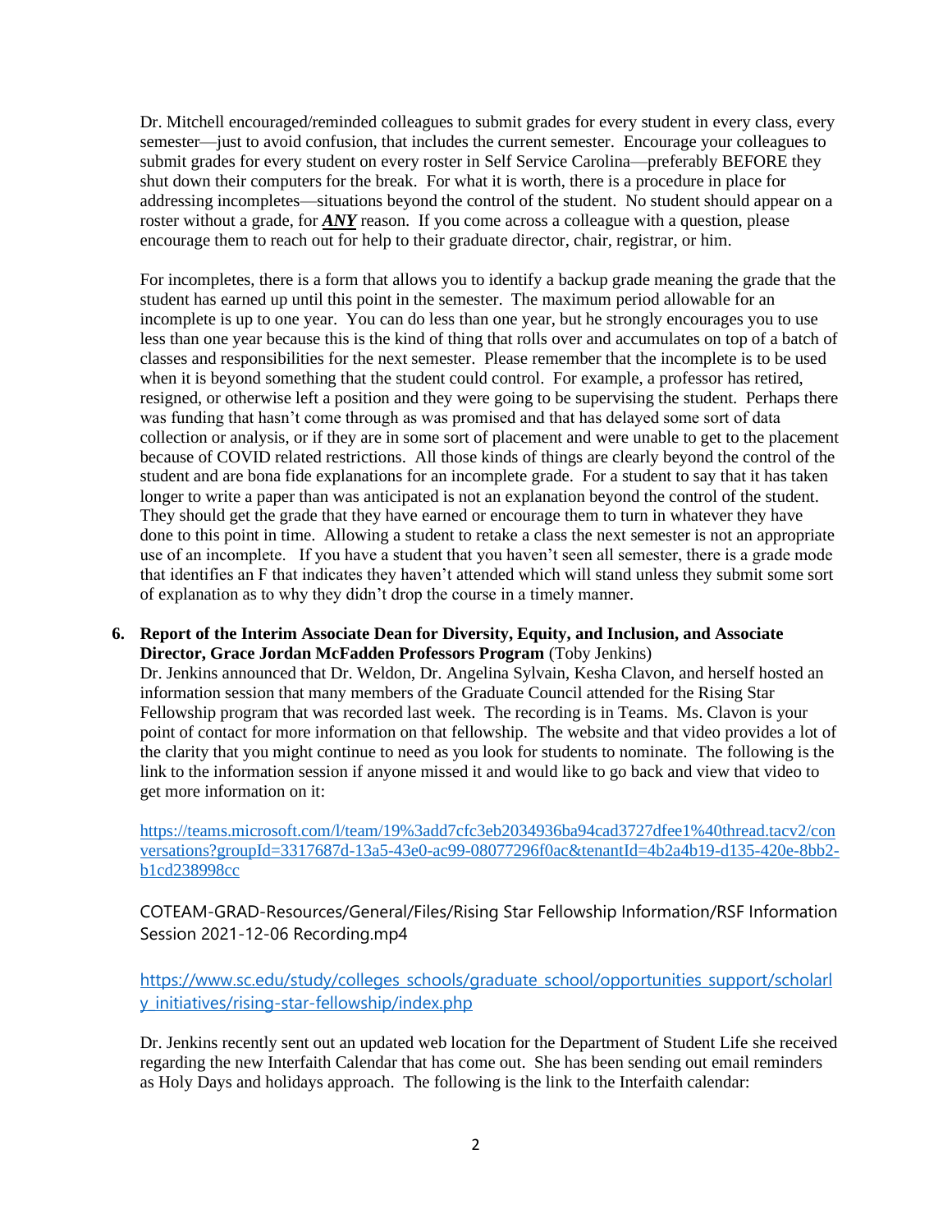Dr. Mitchell encouraged/reminded colleagues to submit grades for every student in every class, every semester—just to avoid confusion, that includes the current semester. Encourage your colleagues to submit grades for every student on every roster in Self Service Carolina—preferably BEFORE they shut down their computers for the break. For what it is worth, there is a procedure in place for addressing incompletes—situations beyond the control of the student. No student should appear on a roster without a grade, for ***ANY*** reason. If you come across a colleague with a question, please encourage them to reach out for help to their graduate director, chair, registrar, or him.

For incompletes, there is a form that allows you to identify a backup grade meaning the grade that the student has earned up until this point in the semester. The maximum period allowable for an incomplete is up to one year. You can do less than one year, but he strongly encourages you to use less than one year because this is the kind of thing that rolls over and accumulates on top of a batch of classes and responsibilities for the next semester. Please remember that the incomplete is to be used when it is beyond something that the student could control. For example, a professor has retired, resigned, or otherwise left a position and they were going to be supervising the student. Perhaps there was funding that hasn't come through as was promised and that has delayed some sort of data collection or analysis, or if they are in some sort of placement and were unable to get to the placement because of COVID related restrictions. All those kinds of things are clearly beyond the control of the student and are bona fide explanations for an incomplete grade. For a student to say that it has taken longer to write a paper than was anticipated is not an explanation beyond the control of the student. They should get the grade that they have earned or encourage them to turn in whatever they have done to this point in time. Allowing a student to retake a class the next semester is not an appropriate use of an incomplete. If you have a student that you haven't seen all semester, there is a grade mode that identifies an F that indicates they haven't attended which will stand unless they submit some sort of explanation as to why they didn't drop the course in a timely manner.

6. **Report of the Interim Associate Dean for Diversity, Equity, and Inclusion, and Associate Director, Grace Jordan McFadden Professors Program** (Toby Jenkins)
Dr. Jenkins announced that Dr. Weldon, Dr. Angelina Sylvain, Kesha Clavon, and herself hosted an information session that many members of the Graduate Council attended for the Rising Star Fellowship program that was recorded last week. The recording is in Teams. Ms. Clavon is your point of contact for more information on that fellowship. The website and that video provides a lot of the clarity that you might continue to need as you look for students to nominate. The following is the link to the information session if anyone missed it and would like to go back and view that video to get more information on it:

https://teams.microsoft.com/l/team/19%3add7cfc3eb2034936ba94cad3727dfee1%40thread.tacv2/conversations?groupId=3317687d-13a5-43e0-ac99-08077296f0ac&tenantId=4b2a4b19-d135-420e-8bb2-b1cd238998cc

COTEAM-GRAD-Resources/General/Files/Rising Star Fellowship Information/RSF Information Session 2021-12-06 Recording.mp4

https://www.sc.edu/study/colleges_schools/graduate_school/opportunities_support/scholarly_initiatives/rising-star-fellowship/index.php

Dr. Jenkins recently sent out an updated web location for the Department of Student Life she received regarding the new Interfaith Calendar that has come out. She has been sending out email reminders as Holy Days and holidays approach. The following is the link to the Interfaith calendar: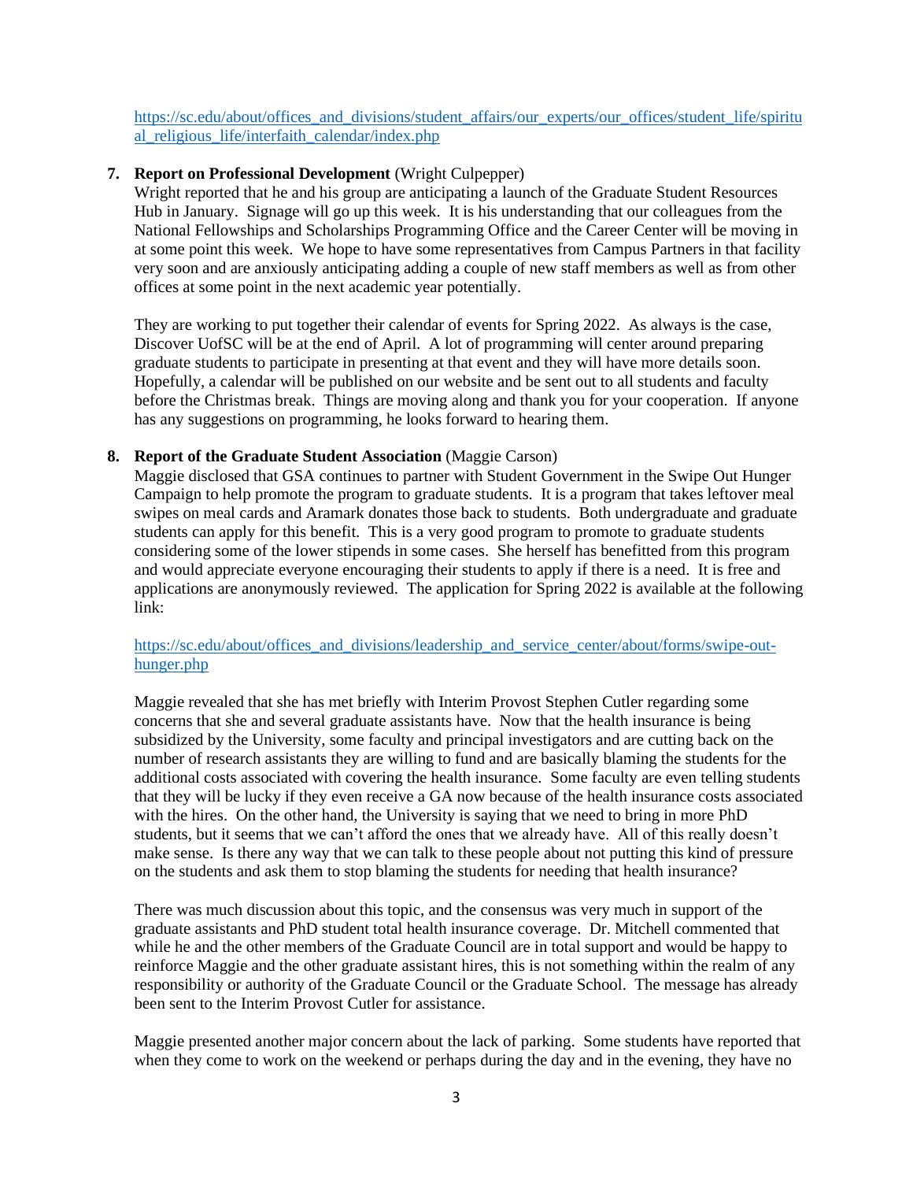https://sc.edu/about/offices_and_divisions/student_affairs/our_experts/our_offices/student_life/spiritual_religious_life/interfaith_calendar/index.php

7. **Report on Professional Development** (Wright Culpepper)
   Wright reported that he and his group are anticipating a launch of the Graduate Student Resources Hub in January. Signage will go up this week. It is his understanding that our colleagues from the National Fellowships and Scholarships Programming Office and the Career Center will be moving in at some point this week. We hope to have some representatives from Campus Partners in that facility very soon and are anxiously anticipating adding a couple of new staff members as well as from other offices at some point in the next academic year potentially.

   They are working to put together their calendar of events for Spring 2022. As always is the case, Discover UofSC will be at the end of April. A lot of programming will center around preparing graduate students to participate in presenting at that event and they will have more details soon. Hopefully, a calendar will be published on our website and be sent out to all students and faculty before the Christmas break. Things are moving along and thank you for your cooperation. If anyone has any suggestions on programming, he looks forward to hearing them.

8. **Report of the Graduate Student Association** (Maggie Carson)
   Maggie disclosed that GSA continues to partner with Student Government in the Swipe Out Hunger Campaign to help promote the program to graduate students. It is a program that takes leftover meal swipes on meal cards and Aramark donates those back to students. Both undergraduate and graduate students can apply for this benefit. This is a very good program to promote to graduate students considering some of the lower stipends in some cases. She herself has benefitted from this program and would appreciate everyone encouraging their students to apply if there is a need. It is free and applications are anonymously reviewed. The application for Spring 2022 is available at the following link:

   https://sc.edu/about/offices_and_divisions/leadership_and_service_center/about/forms/swipe-out-hunger.php

   Maggie revealed that she has met briefly with Interim Provost Stephen Cutler regarding some concerns that she and several graduate assistants have. Now that the health insurance is being subsidized by the University, some faculty and principal investigators and are cutting back on the number of research assistants they are willing to fund and are basically blaming the students for the additional costs associated with covering the health insurance. Some faculty are even telling students that they will be lucky if they even receive a GA now because of the health insurance costs associated with the hires. On the other hand, the University is saying that we need to bring in more PhD students, but it seems that we can't afford the ones that we already have. All of this really doesn't make sense. Is there any way that we can talk to these people about not putting this kind of pressure on the students and ask them to stop blaming the students for needing that health insurance?

   There was much discussion about this topic, and the consensus was very much in support of the graduate assistants and PhD student total health insurance coverage. Dr. Mitchell commented that while he and the other members of the Graduate Council are in total support and would be happy to reinforce Maggie and the other graduate assistant hires, this is not something within the realm of any responsibility or authority of the Graduate Council or the Graduate School. The message has already been sent to the Interim Provost Cutler for assistance.

   Maggie presented another major concern about the lack of parking. Some students have reported that when they come to work on the weekend or perhaps during the day and in the evening, they have no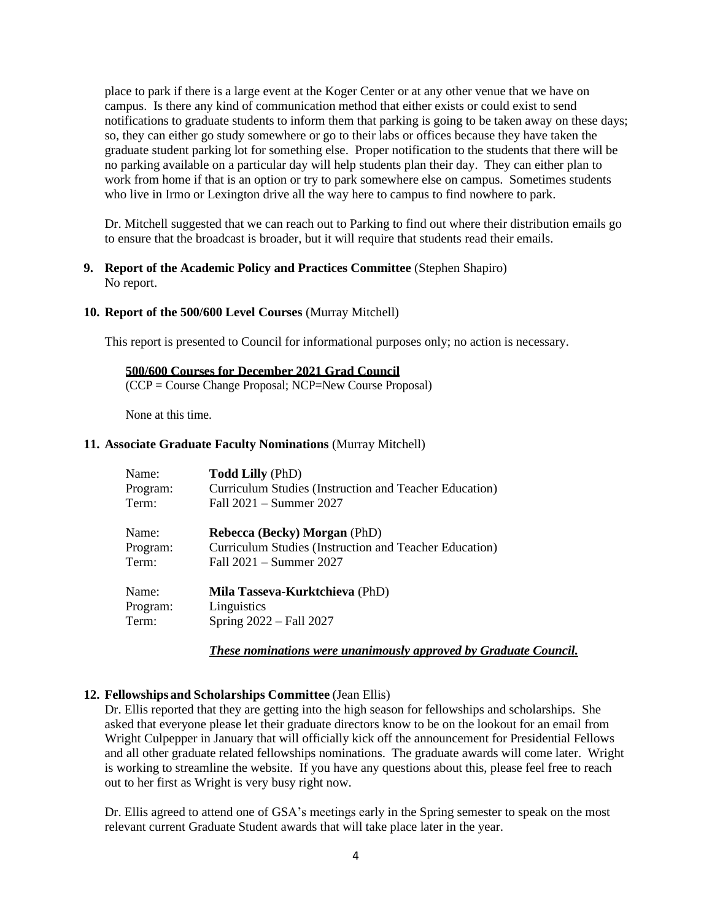place to park if there is a large event at the Koger Center or at any other venue that we have on campus. Is there any kind of communication method that either exists or could exist to send notifications to graduate students to inform them that parking is going to be taken away on these days; so, they can either go study somewhere or go to their labs or offices because they have taken the graduate student parking lot for something else. Proper notification to the students that there will be no parking available on a particular day will help students plan their day. They can either plan to work from home if that is an option or try to park somewhere else on campus. Sometimes students who live in Irmo or Lexington drive all the way here to campus to find nowhere to park.

Dr. Mitchell suggested that we can reach out to Parking to find out where their distribution emails go to ensure that the broadcast is broader, but it will require that students read their emails.

**9. Report of the Academic Policy and Practices Committee** (Stephen Shapiro)
No report.

**10. Report of the 500/600 Level Courses** (Murray Mitchell)

This report is presented to Council for informational purposes only; no action is necessary.

**500/600 Courses for December 2021 Grad Council**
(CCP = Course Change Proposal; NCP=New Course Proposal)

None at this time.

**11. Associate Graduate Faculty Nominations** (Murray Mitchell)

Name: **Todd Lilly** (PhD)
Program: Curriculum Studies (Instruction and Teacher Education)
Term: Fall 2021 – Summer 2027

Name: **Rebecca (Becky) Morgan** (PhD)
Program: Curriculum Studies (Instruction and Teacher Education)
Term: Fall 2021 – Summer 2027

Name: **Mila Tasseva-Kurktchieva** (PhD)
Program: Linguistics
Term: Spring 2022 – Fall 2027

***These nominations were unanimously approved by Graduate Council.***

**12. Fellowships and Scholarships Committee** (Jean Ellis)
Dr. Ellis reported that they are getting into the high season for fellowships and scholarships. She asked that everyone please let their graduate directors know to be on the lookout for an email from Wright Culpepper in January that will officially kick off the announcement for Presidential Fellows and all other graduate related fellowships nominations. The graduate awards will come later. Wright is working to streamline the website. If you have any questions about this, please feel free to reach out to her first as Wright is very busy right now.

Dr. Ellis agreed to attend one of GSA's meetings early in the Spring semester to speak on the most relevant current Graduate Student awards that will take place later in the year.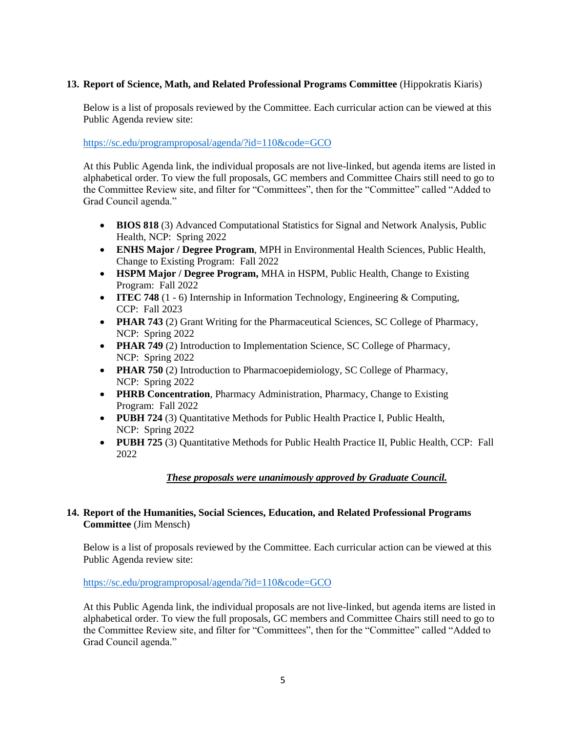**13. Report of Science, Math, and Related Professional Programs Committee** (Hippokratis Kiaris)

Below is a list of proposals reviewed by the Committee. Each curricular action can be viewed at this Public Agenda review site:

https://sc.edu/programproposal/agenda/?id=110&code=GCO

At this Public Agenda link, the individual proposals are not live-linked, but agenda items are listed in alphabetical order. To view the full proposals, GC members and Committee Chairs still need to go to the Committee Review site, and filter for "Committees", then for the "Committee" called "Added to Grad Council agenda."

- **BIOS 818** (3) Advanced Computational Statistics for Signal and Network Analysis, Public Health, NCP: Spring 2022
- **ENHS Major / Degree Program**, MPH in Environmental Health Sciences, Public Health, Change to Existing Program: Fall 2022
- **HSPM Major / Degree Program,** MHA in HSPM, Public Health, Change to Existing Program: Fall 2022
- **ITEC 748** (1 - 6) Internship in Information Technology, Engineering & Computing, CCP: Fall 2023
- **PHAR 743** (2) Grant Writing for the Pharmaceutical Sciences, SC College of Pharmacy, NCP: Spring 2022
- **PHAR 749** (2) Introduction to Implementation Science, SC College of Pharmacy, NCP: Spring 2022
- **PHAR 750** (2) Introduction to Pharmacoepidemiology, SC College of Pharmacy, NCP: Spring 2022
- **PHRB Concentration**, Pharmacy Administration, Pharmacy, Change to Existing Program: Fall 2022
- **PUBH 724** (3) Quantitative Methods for Public Health Practice I, Public Health, NCP: Spring 2022
- **PUBH 725** (3) Quantitative Methods for Public Health Practice II, Public Health, CCP: Fall 2022

***These proposals were unanimously approved by Graduate Council.***

**14. Report of the Humanities, Social Sciences, Education, and Related Professional Programs Committee** (Jim Mensch)

Below is a list of proposals reviewed by the Committee. Each curricular action can be viewed at this Public Agenda review site:

https://sc.edu/programproposal/agenda/?id=110&code=GCO

At this Public Agenda link, the individual proposals are not live-linked, but agenda items are listed in alphabetical order. To view the full proposals, GC members and Committee Chairs still need to go to the Committee Review site, and filter for "Committees", then for the "Committee" called "Added to Grad Council agenda."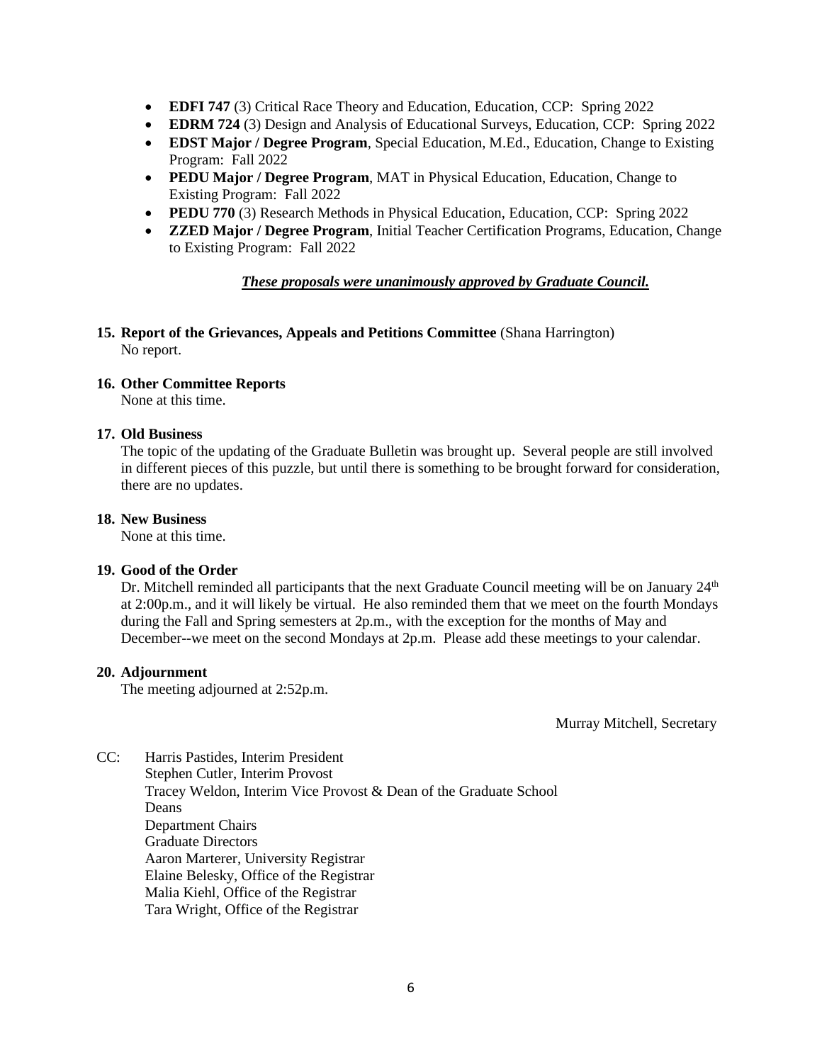- **EDFI 747** (3) Critical Race Theory and Education, Education, CCP: Spring 2022
- **EDRM 724** (3) Design and Analysis of Educational Surveys, Education, CCP: Spring 2022
- **EDST Major / Degree Program**, Special Education, M.Ed., Education, Change to Existing Program: Fall 2022
- **PEDU Major / Degree Program**, MAT in Physical Education, Education, Change to Existing Program: Fall 2022
- **PEDU 770** (3) Research Methods in Physical Education, Education, CCP: Spring 2022
- **ZZED Major / Degree Program**, Initial Teacher Certification Programs, Education, Change to Existing Program: Fall 2022

***These proposals were unanimously approved by Graduate Council.***

**15. Report of the Grievances, Appeals and Petitions Committee** (Shana Harrington)
No report.

**16. Other Committee Reports**
None at this time.

**17. Old Business**
The topic of the updating of the Graduate Bulletin was brought up. Several people are still involved in different pieces of this puzzle, but until there is something to be brought forward for consideration, there are no updates.

**18. New Business**
None at this time.

**19. Good of the Order**
Dr. Mitchell reminded all participants that the next Graduate Council meeting will be on January 24th at 2:00p.m., and it will likely be virtual. He also reminded them that we meet on the fourth Mondays during the Fall and Spring semesters at 2p.m., with the exception for the months of May and December--we meet on the second Mondays at 2p.m. Please add these meetings to your calendar.

**20. Adjournment**
The meeting adjourned at 2:52p.m.

Murray Mitchell, Secretary

CC: Harris Pastides, Interim President
Stephen Cutler, Interim Provost
Tracey Weldon, Interim Vice Provost & Dean of the Graduate School
Deans
Department Chairs
Graduate Directors
Aaron Marterer, University Registrar
Elaine Belesky, Office of the Registrar
Malia Kiehl, Office of the Registrar
Tara Wright, Office of the Registrar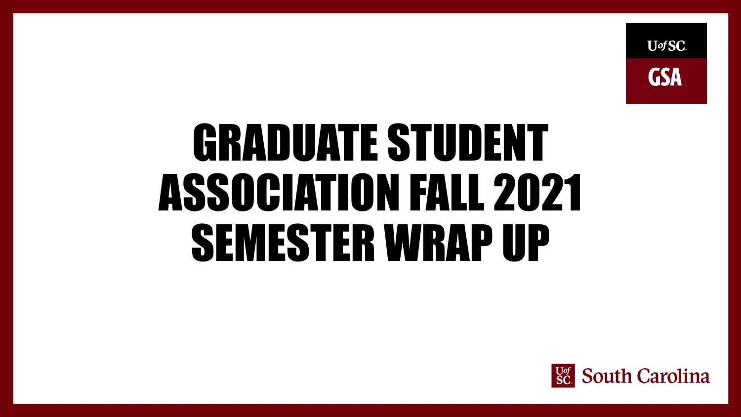UofSC GSA

# GRADUATE STUDENT ASSOCIATION FALL 2021 SEMESTER WRAP UP

UofSC South Carolina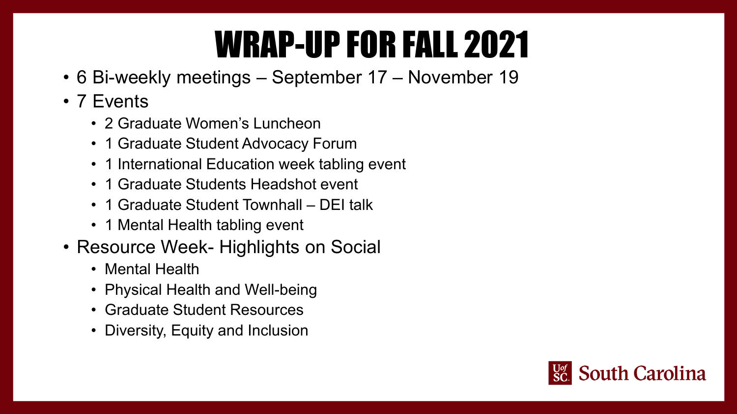# WRAP-UP FOR FALL 2021

- 6 Bi-weekly meetings – September 17 – November 19
- 7 Events
  - 2 Graduate Women's Luncheon
  - 1 Graduate Student Advocacy Forum
  - 1 International Education week tabling event
  - 1 Graduate Students Headshot event
  - 1 Graduate Student Townhall – DEI talk
  - 1 Mental Health tabling event
- Resource Week- Highlights on Social
  - Mental Health
  - Physical Health and Well-being
  - Graduate Student Resources
  - Diversity, Equity and Inclusion

UofSC South Carolina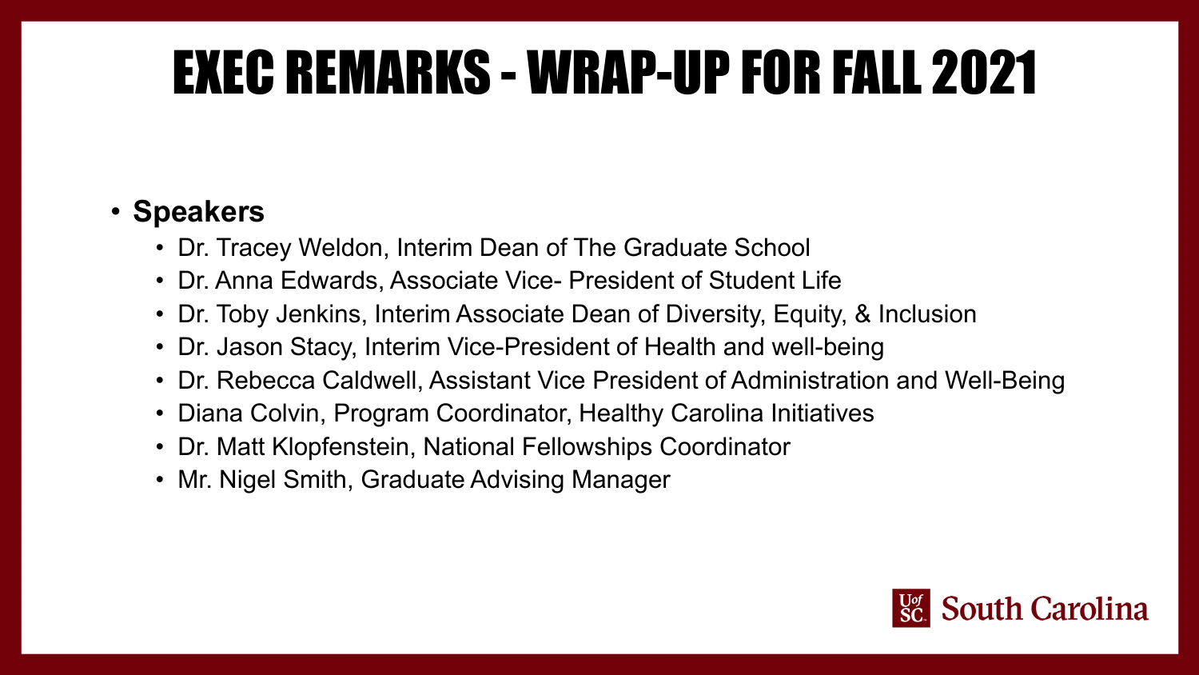# EXEC REMARKS - WRAP-UP FOR FALL 2021

- **Speakers**
  - Dr. Tracey Weldon, Interim Dean of The Graduate School
  - Dr. Anna Edwards, Associate Vice- President of Student Life
  - Dr. Toby Jenkins, Interim Associate Dean of Diversity, Equity, & Inclusion
  - Dr. Jason Stacy, Interim Vice-President of Health and well-being
  - Dr. Rebecca Caldwell, Assistant Vice President of Administration and Well-Being
  - Diana Colvin, Program Coordinator, Healthy Carolina Initiatives
  - Dr. Matt Klopfenstein, National Fellowships Coordinator
  - Mr. Nigel Smith, Graduate Advising Manager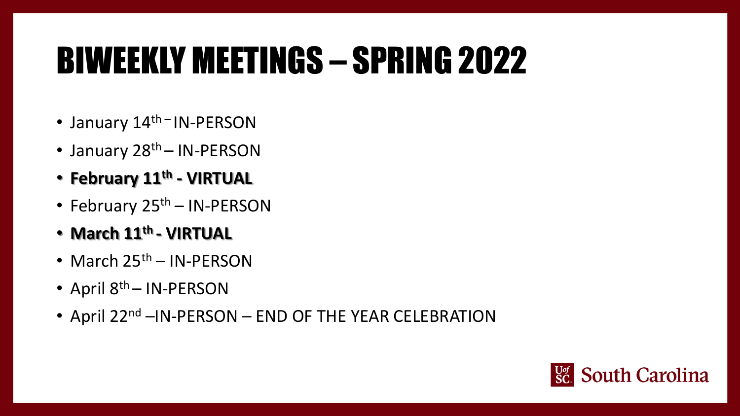# BIWEEKLY MEETINGS – SPRING 2022

- January 14th – IN-PERSON
- January 28th – IN-PERSON
- **February 11th - VIRTUAL**
- February 25th – IN-PERSON
- **March 11th - VIRTUAL**
- March 25th – IN-PERSON
- April 8th – IN-PERSON
- April 22nd –IN-PERSON – END OF THE YEAR CELEBRATION

UofSC South Carolina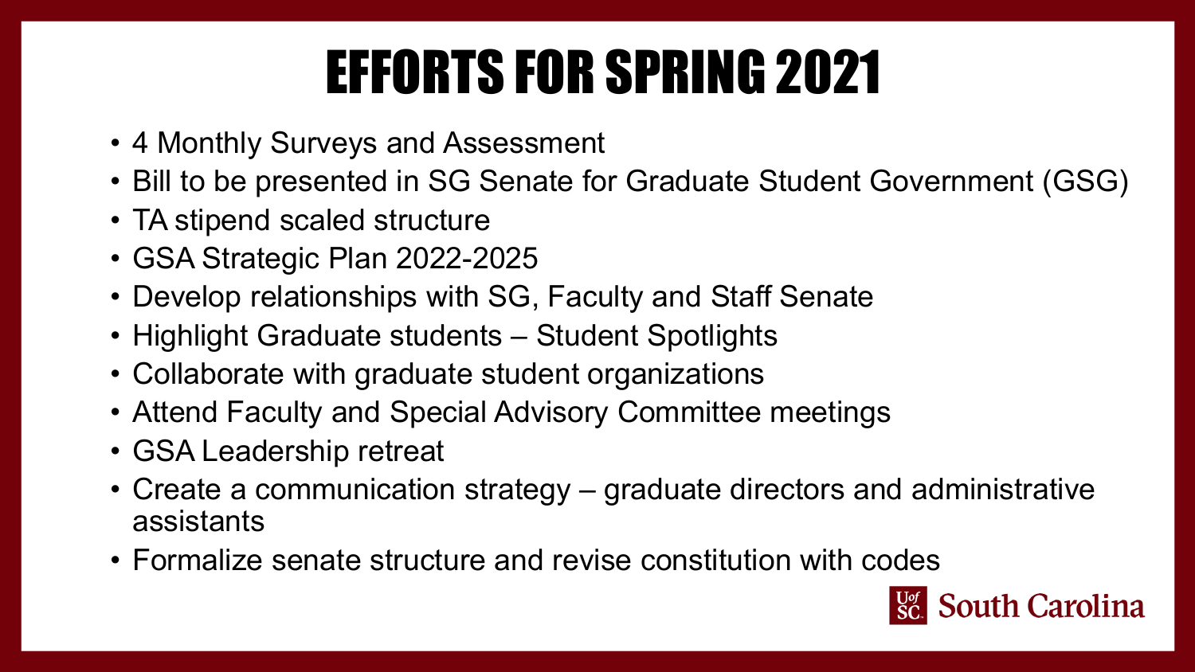# EFFORTS FOR SPRING 2021

- 4 Monthly Surveys and Assessment
- Bill to be presented in SG Senate for Graduate Student Government (GSG)
- TA stipend scaled structure
- GSA Strategic Plan 2022-2025
- Develop relationships with SG, Faculty and Staff Senate
- Highlight Graduate students – Student Spotlights
- Collaborate with graduate student organizations
- Attend Faculty and Special Advisory Committee meetings
- GSA Leadership retreat
- Create a communication strategy – graduate directors and administrative assistants
- Formalize senate structure and revise constitution with codes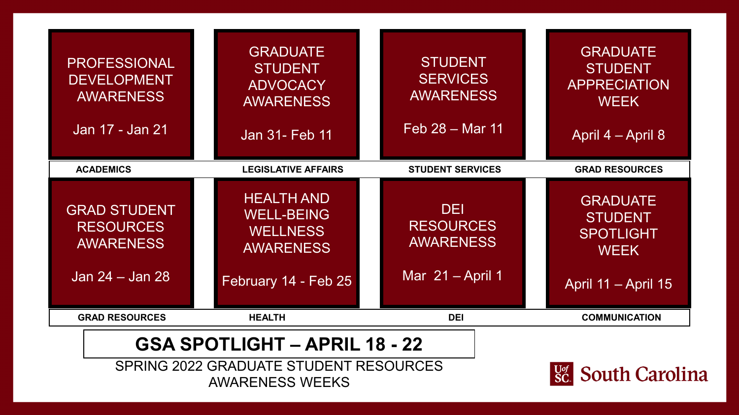| PROFESSIONAL DEVELOPMENT AWARENESS<br>Jan 17 - Jan 21 | GRADUATE STUDENT ADVOCACY AWARENESS<br>Jan 31- Feb 11 | STUDENT SERVICES AWARENESS<br>Feb 28 – Mar 11 | GRADUATE STUDENT APPRECIATION WEEK<br>April 4 – April 8 |
|---|---|---|---|
| **ACADEMICS** | **LEGISLATIVE AFFAIRS** | **STUDENT SERVICES** | **GRAD RESOURCES** |
| GRAD STUDENT RESOURCES AWARENESS<br>Jan 24 – Jan 28 | HEALTH AND WELL-BEING WELLNESS AWARENESS<br>February 14 - Feb 25 | DEI RESOURCES AWARENESS<br>Mar 21 – April 1 | GRADUATE STUDENT SPOTLIGHT WEEK<br>April 11 – April 15 |
| **GRAD RESOURCES** | **HEALTH** | **DEI** | **COMMUNICATION** |

## GSA SPOTLIGHT – APRIL 18 - 22

SPRING 2022 GRADUATE STUDENT RESOURCES AWARENESS WEEKS

UofSC South Carolina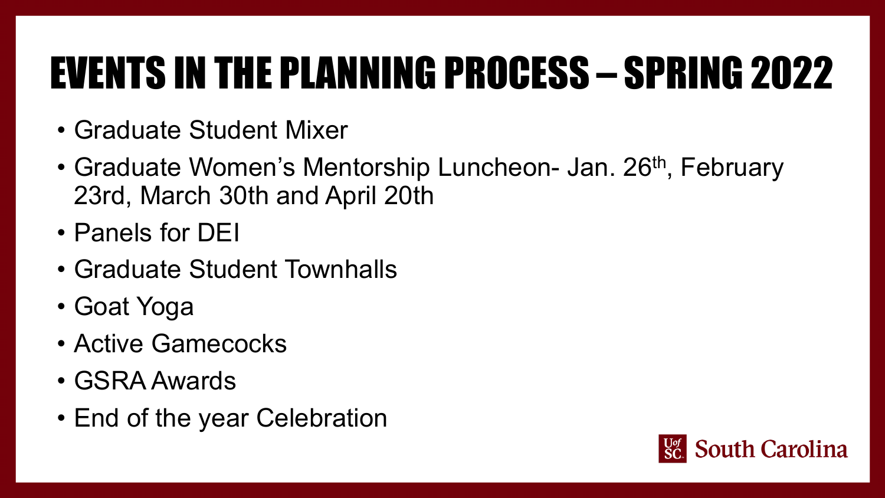# EVENTS IN THE PLANNING PROCESS – SPRING 2022

- Graduate Student Mixer
- Graduate Women's Mentorship Luncheon- Jan. 26th, February 23rd, March 30th and April 20th
- Panels for DEI
- Graduate Student Townhalls
- Goat Yoga
- Active Gamecocks
- GSRA Awards
- End of the year Celebration

UofSC South Carolina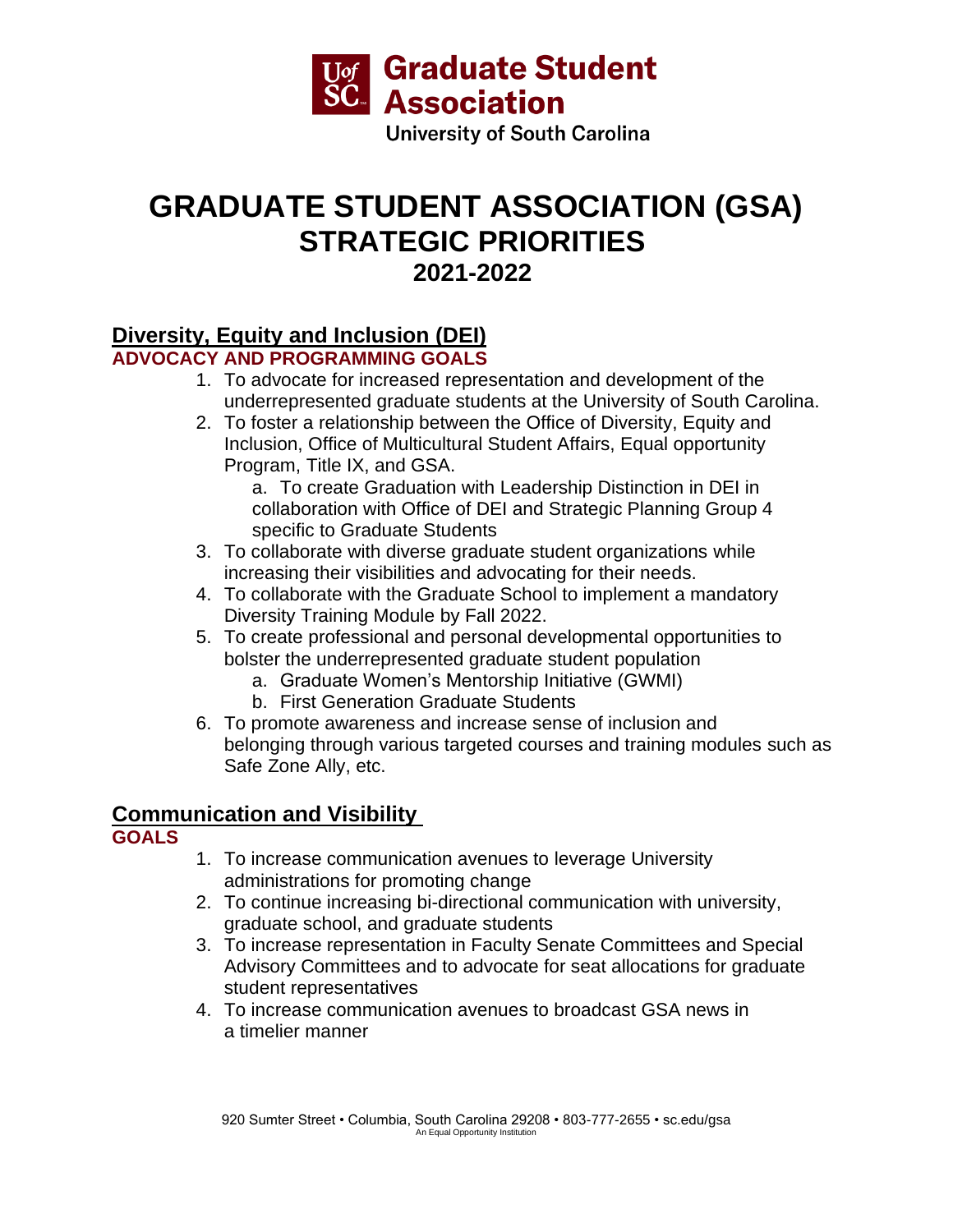Graduate Student Association

University of South Carolina

# GRADUATE STUDENT ASSOCIATION (GSA) STRATEGIC PRIORITIES

## 2021-2022

## Diversity, Equity and Inclusion (DEI)

### ADVOCACY AND PROGRAMMING GOALS

1. To advocate for increased representation and development of the underrepresented graduate students at the University of South Carolina.
2. To foster a relationship between the Office of Diversity, Equity and Inclusion, Office of Multicultural Student Affairs, Equal opportunity Program, Title IX, and GSA.
   a. To create Graduation with Leadership Distinction in DEI in collaboration with Office of DEI and Strategic Planning Group 4 specific to Graduate Students
3. To collaborate with diverse graduate student organizations while increasing their visibilities and advocating for their needs.
4. To collaborate with the Graduate School to implement a mandatory Diversity Training Module by Fall 2022.
5. To create professional and personal developmental opportunities to bolster the underrepresented graduate student population
   a. Graduate Women's Mentorship Initiative (GWMI)
   b. First Generation Graduate Students
6. To promote awareness and increase sense of inclusion and belonging through various targeted courses and training modules such as Safe Zone Ally, etc.

## Communication and Visibility

### GOALS

1. To increase communication avenues to leverage University administrations for promoting change
2. To continue increasing bi-directional communication with university, graduate school, and graduate students
3. To increase representation in Faculty Senate Committees and Special Advisory Committees and to advocate for seat allocations for graduate student representatives
4. To increase communication avenues to broadcast GSA news in a timelier manner

920 Sumter Street • Columbia, South Carolina 29208 • 803-777-2655 • sc.edu/gsa
An Equal Opportunity Institution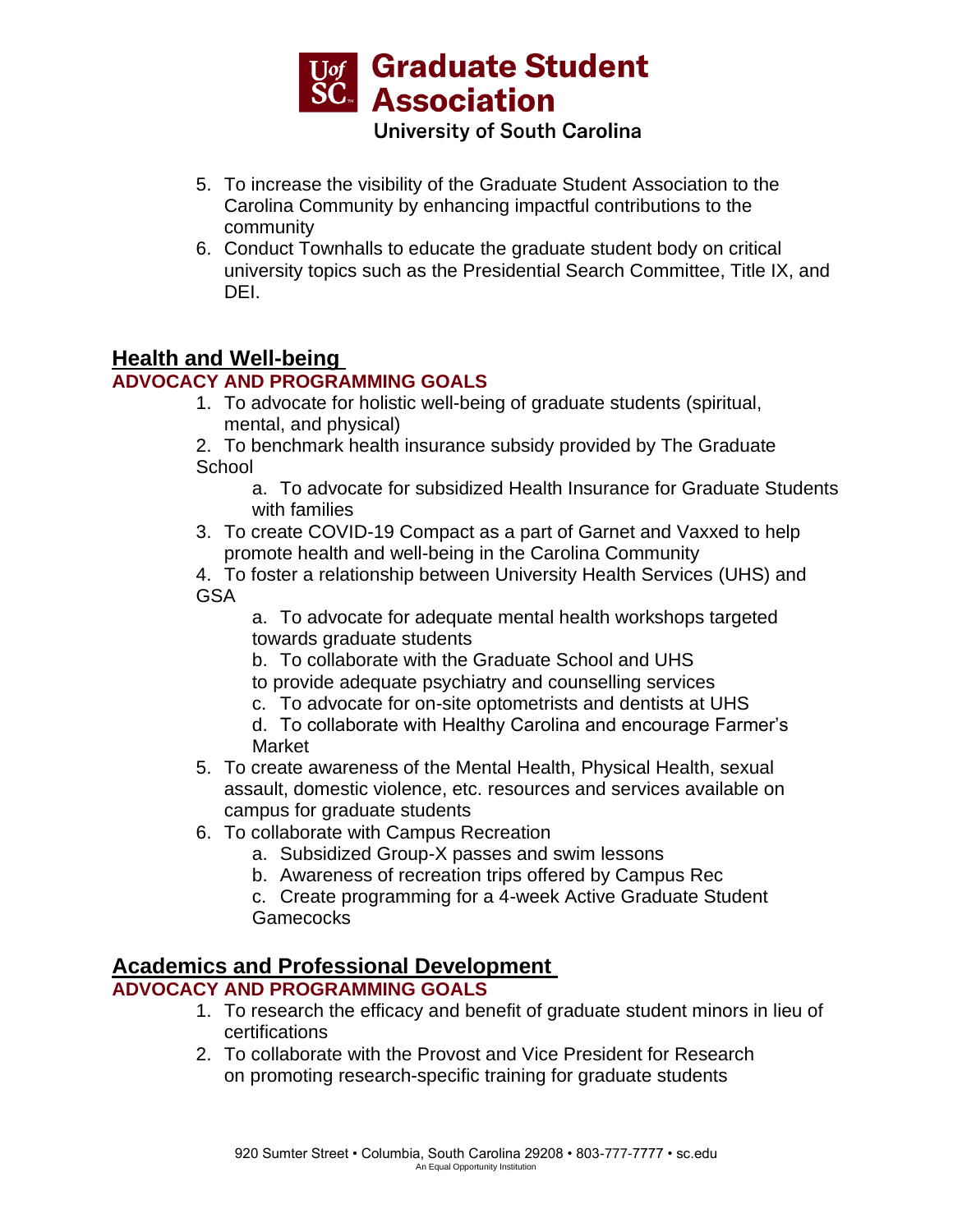5. To increase the visibility of the Graduate Student Association to the Carolina Community by enhancing impactful contributions to the community
6. Conduct Townhalls to educate the graduate student body on critical university topics such as the Presidential Search Committee, Title IX, and DEI.

## Health and Well-being

### ADVOCACY AND PROGRAMMING GOALS

1. To advocate for holistic well-being of graduate students (spiritual, mental, and physical)
2. To benchmark health insurance subsidy provided by The Graduate School
   a. To advocate for subsidized Health Insurance for Graduate Students with families
3. To create COVID-19 Compact as a part of Garnet and Vaxxed to help promote health and well-being in the Carolina Community
4. To foster a relationship between University Health Services (UHS) and GSA
   a. To advocate for adequate mental health workshops targeted towards graduate students
   b. To collaborate with the Graduate School and UHS to provide adequate psychiatry and counselling services
   c. To advocate for on-site optometrists and dentists at UHS
   d. To collaborate with Healthy Carolina and encourage Farmer's Market
5. To create awareness of the Mental Health, Physical Health, sexual assault, domestic violence, etc. resources and services available on campus for graduate students
6. To collaborate with Campus Recreation
   a. Subsidized Group-X passes and swim lessons
   b. Awareness of recreation trips offered by Campus Rec
   c. Create programming for a 4-week Active Graduate Student Gamecocks

## Academics and Professional Development

### ADVOCACY AND PROGRAMMING GOALS

1. To research the efficacy and benefit of graduate student minors in lieu of certifications
2. To collaborate with the Provost and Vice President for Research on promoting research-specific training for graduate students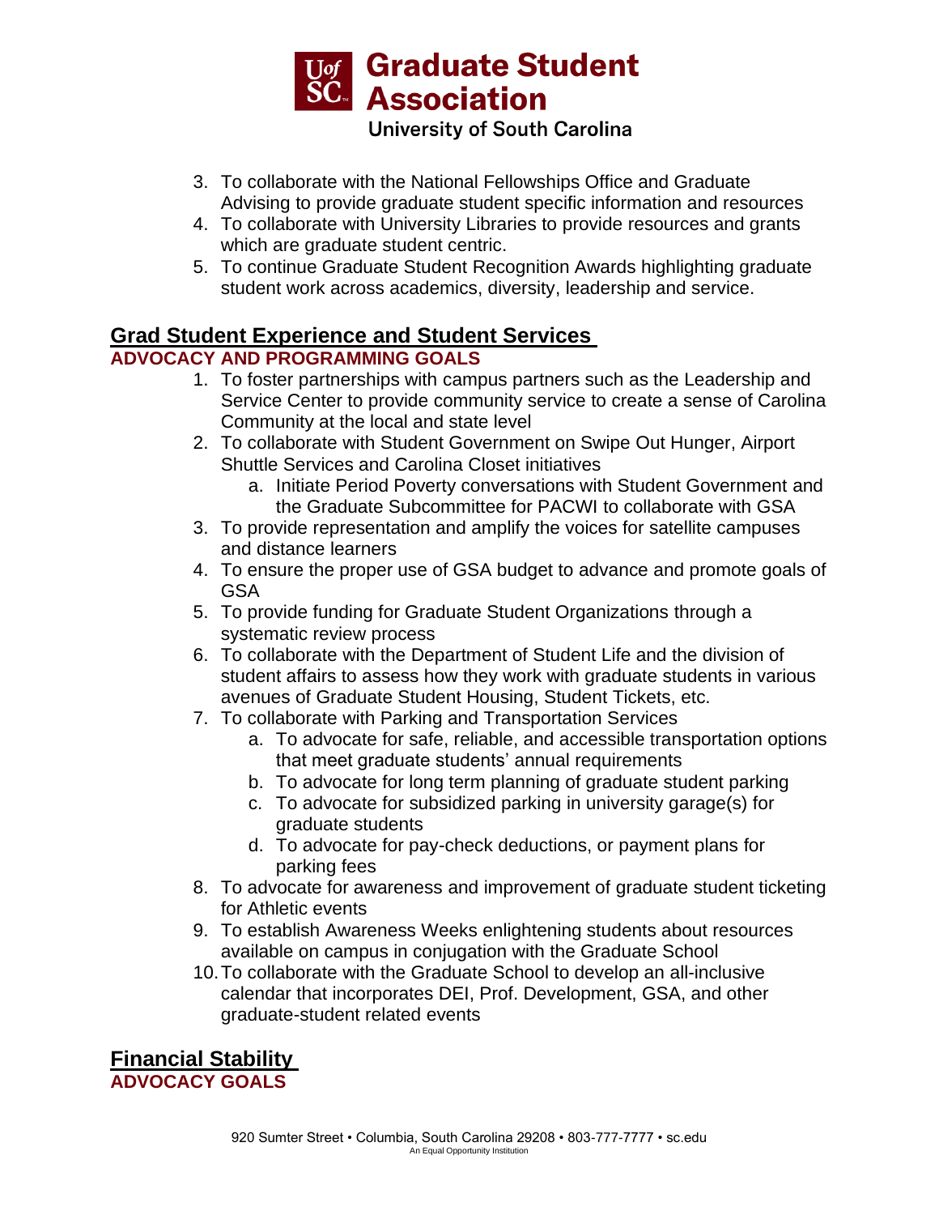3. To collaborate with the National Fellowships Office and Graduate Advising to provide graduate student specific information and resources
4. To collaborate with University Libraries to provide resources and grants which are graduate student centric.
5. To continue Graduate Student Recognition Awards highlighting graduate student work across academics, diversity, leadership and service.

## Grad Student Experience and Student Services

### ADVOCACY AND PROGRAMMING GOALS

1. To foster partnerships with campus partners such as the Leadership and Service Center to provide community service to create a sense of Carolina Community at the local and state level
2. To collaborate with Student Government on Swipe Out Hunger, Airport Shuttle Services and Carolina Closet initiatives
    a. Initiate Period Poverty conversations with Student Government and the Graduate Subcommittee for PACWI to collaborate with GSA
3. To provide representation and amplify the voices for satellite campuses and distance learners
4. To ensure the proper use of GSA budget to advance and promote goals of GSA
5. To provide funding for Graduate Student Organizations through a systematic review process
6. To collaborate with the Department of Student Life and the division of student affairs to assess how they work with graduate students in various avenues of Graduate Student Housing, Student Tickets, etc.
7. To collaborate with Parking and Transportation Services
    a. To advocate for safe, reliable, and accessible transportation options that meet graduate students' annual requirements
    b. To advocate for long term planning of graduate student parking
    c. To advocate for subsidized parking in university garage(s) for graduate students
    d. To advocate for pay-check deductions, or payment plans for parking fees
8. To advocate for awareness and improvement of graduate student ticketing for Athletic events
9. To establish Awareness Weeks enlightening students about resources available on campus in conjugation with the Graduate School
10. To collaborate with the Graduate School to develop an all-inclusive calendar that incorporates DEI, Prof. Development, GSA, and other graduate-student related events

## Financial Stability

### ADVOCACY GOALS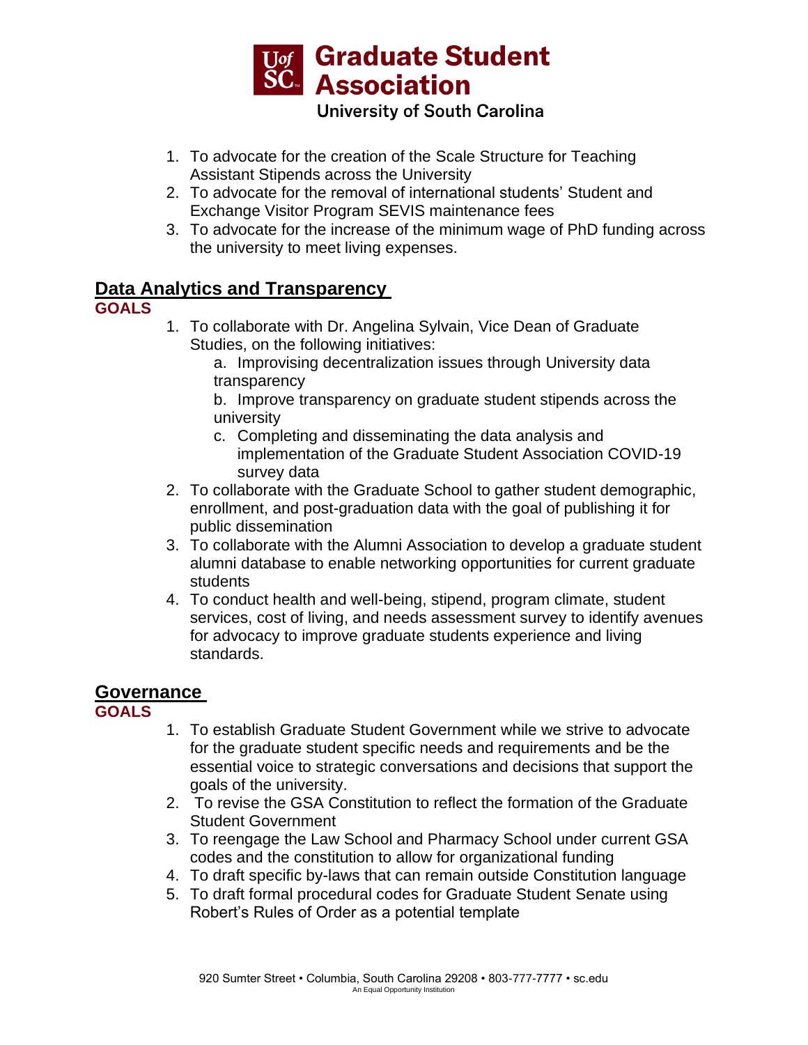1. To advocate for the creation of the Scale Structure for Teaching Assistant Stipends across the University
2. To advocate for the removal of international students' Student and Exchange Visitor Program SEVIS maintenance fees
3. To advocate for the increase of the minimum wage of PhD funding across the university to meet living expenses.

## Data Analytics and Transparency

**GOALS**

1. To collaborate with Dr. Angelina Sylvain, Vice Dean of Graduate Studies, on the following initiatives:
   a. Improvising decentralization issues through University data transparency
   b. Improve transparency on graduate student stipends across the university
   c. Completing and disseminating the data analysis and implementation of the Graduate Student Association COVID-19 survey data
2. To collaborate with the Graduate School to gather student demographic, enrollment, and post-graduation data with the goal of publishing it for public dissemination
3. To collaborate with the Alumni Association to develop a graduate student alumni database to enable networking opportunities for current graduate students
4. To conduct health and well-being, stipend, program climate, student services, cost of living, and needs assessment survey to identify avenues for advocacy to improve graduate students experience and living standards.

## Governance

**GOALS**

1. To establish Graduate Student Government while we strive to advocate for the graduate student specific needs and requirements and be the essential voice to strategic conversations and decisions that support the goals of the university.
2. To revise the GSA Constitution to reflect the formation of the Graduate Student Government
3. To reengage the Law School and Pharmacy School under current GSA codes and the constitution to allow for organizational funding
4. To draft specific by-laws that can remain outside Constitution language
5. To draft formal procedural codes for Graduate Student Senate using Robert's Rules of Order as a potential template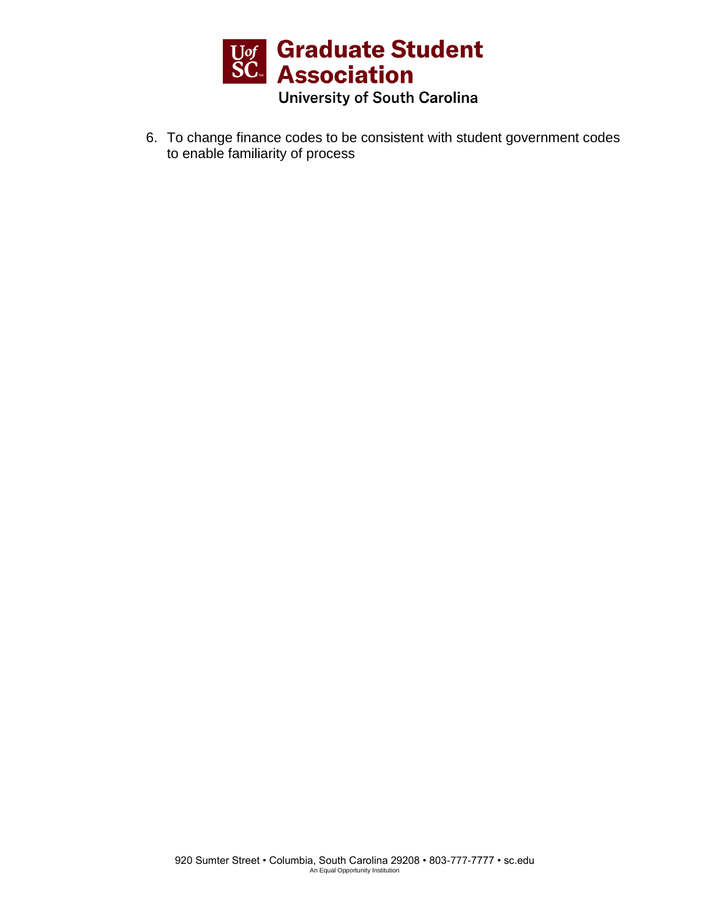6. To change finance codes to be consistent with student government codes to enable familiarity of process